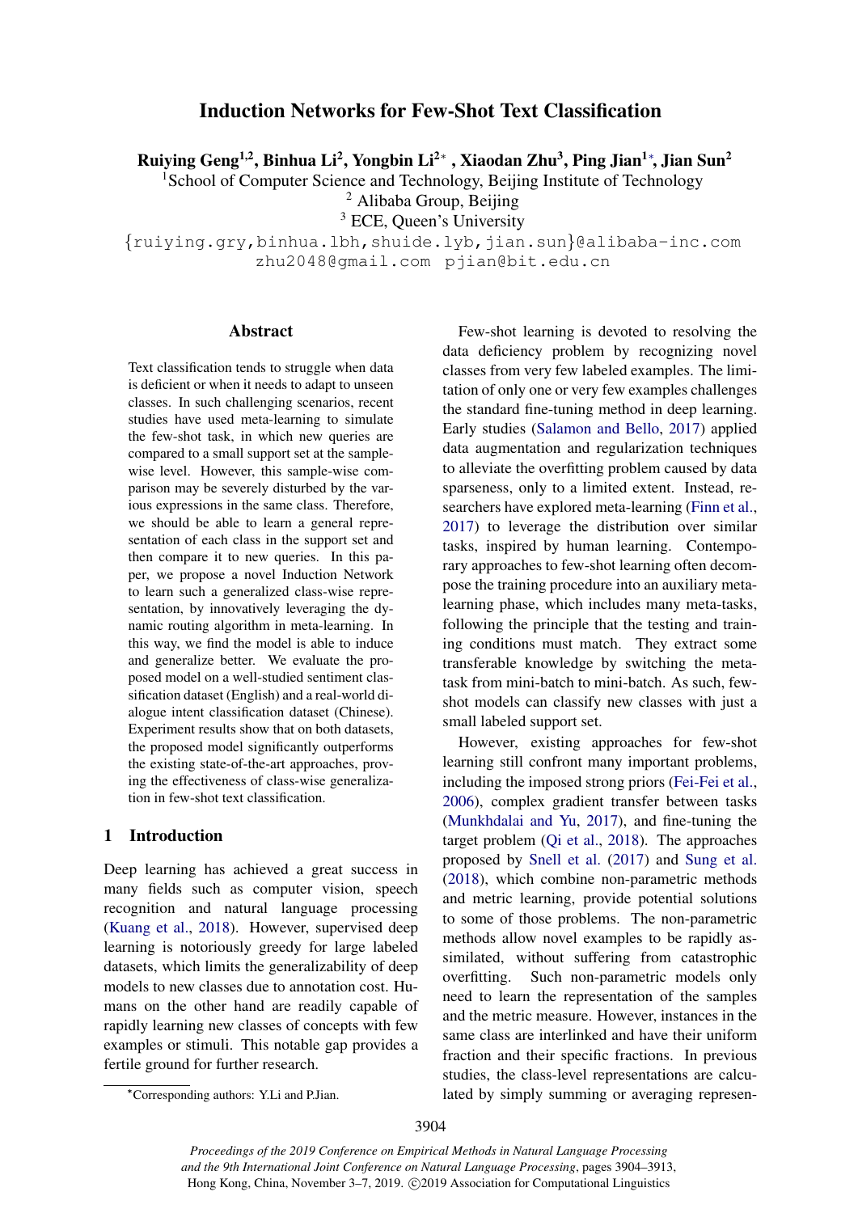# Induction Networks for Few-Shot Text Classification

**Ruiying Geng[1,2], Binhua Li[2], Yongbin Li[2*], Xiaodan Zhu[3], Ping Jian[1*], Jian Sun[2]**

[1]School of Computer Science and Technology, Beijing Institute of Technology
[2] Alibaba Group, Beijing
[3] ECE, Queen's University

{ruiying.gry,binhua.lbh,shuide.lyb,jian.sun}@alibaba-inc.com
zhu2048@gmail.com pjian@bit.edu.cn

## Abstract

Text classification tends to struggle when data is deficient or when it needs to adapt to unseen classes. In such challenging scenarios, recent studies have used meta-learning to simulate the few-shot task, in which new queries are compared to a small support set at the sample-wise level. However, this sample-wise comparison may be severely disturbed by the various expressions in the same class. Therefore, we should be able to learn a general representation of each class in the support set and then compare it to new queries. In this paper, we propose a novel Induction Network to learn such a generalized class-wise representation, by innovatively leveraging the dynamic routing algorithm in meta-learning. In this way, we find the model is able to induce and generalize better. We evaluate the proposed model on a well-studied sentiment classification dataset (English) and a real-world dialogue intent classification dataset (Chinese). Experiment results show that on both datasets, the proposed model significantly outperforms the existing state-of-the-art approaches, proving the effectiveness of class-wise generalization in few-shot text classification.

## 1 Introduction

Deep learning has achieved a great success in many fields such as computer vision, speech recognition and natural language processing (Kuang et al., 2018). However, supervised deep learning is notoriously greedy for large labeled datasets, which limits the generalizability of deep models to new classes due to annotation cost. Humans on the other hand are readily capable of rapidly learning new classes of concepts with few examples or stimuli. This notable gap provides a fertile ground for further research.

Few-shot learning is devoted to resolving the data deficiency problem by recognizing novel classes from very few labeled examples. The limitation of only one or very few examples challenges the standard fine-tuning method in deep learning. Early studies (Salamon and Bello, 2017) applied data augmentation and regularization techniques to alleviate the overfitting problem caused by data sparseness, only to a limited extent. Instead, researchers have explored meta-learning (Finn et al., 2017) to leverage the distribution over similar tasks, inspired by human learning. Contemporary approaches to few-shot learning often decompose the training procedure into an auxiliary meta-learning phase, which includes many meta-tasks, following the principle that the testing and training conditions must match. They extract some transferable knowledge by switching the meta-task from mini-batch to mini-batch. As such, few-shot models can classify new classes with just a small labeled support set.

However, existing approaches for few-shot learning still confront many important problems, including the imposed strong priors (Fei-Fei et al., 2006), complex gradient transfer between tasks (Munkhdalai and Yu, 2017), and fine-tuning the target problem (Qi et al., 2018). The approaches proposed by Snell et al. (2017) and Sung et al. (2018), which combine non-parametric methods and metric learning, provide potential solutions to some of those problems. The non-parametric methods allow novel examples to be rapidly assimilated, without suffering from catastrophic overfitting. Such non-parametric models only need to learn the representation of the samples and the metric measure. However, instances in the same class are interlinked and have their uniform fraction and their specific fractions. In previous studies, the class-level representations are calculated by simply summing or averaging represen-

*Corresponding authors: Y.Li and P.Jian.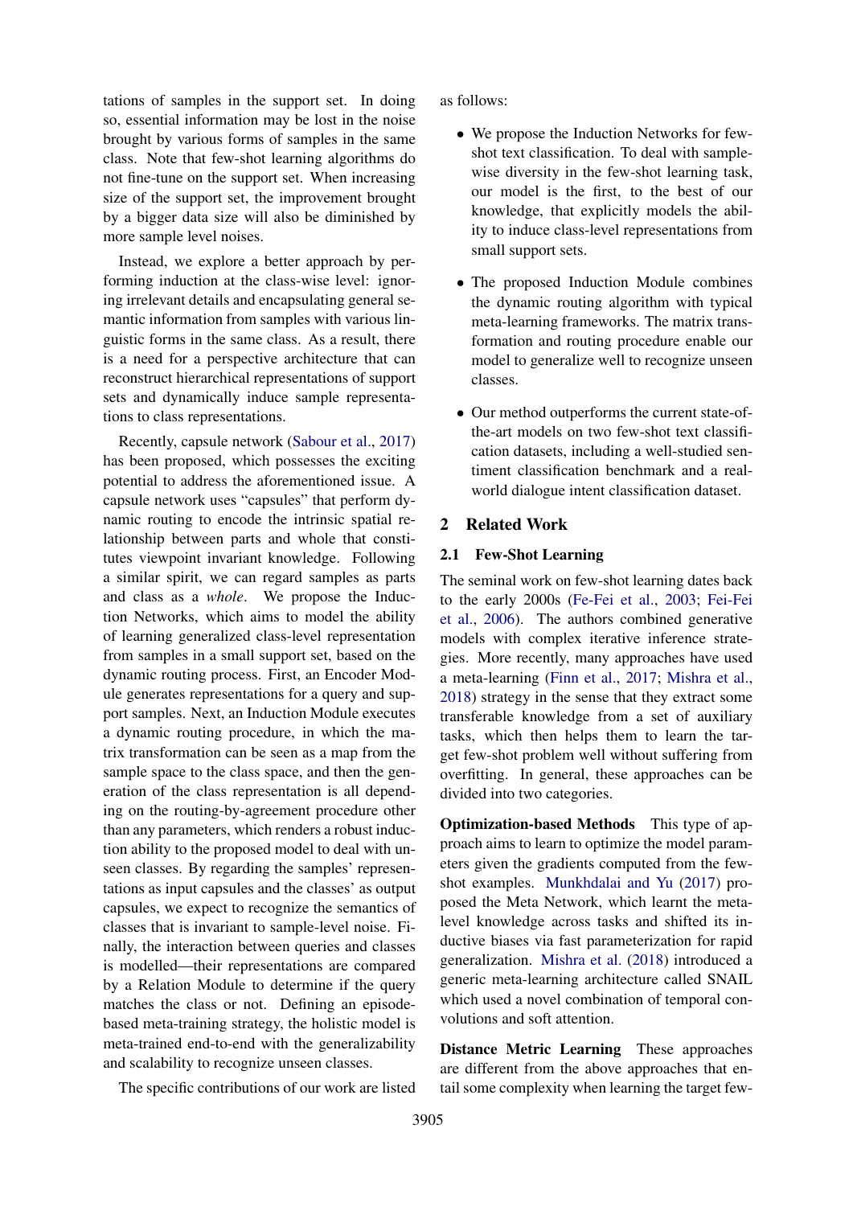tations of samples in the support set. In doing so, essential information may be lost in the noise brought by various forms of samples in the same class. Note that few-shot learning algorithms do not fine-tune on the support set. When increasing size of the support set, the improvement brought by a bigger data size will also be diminished by more sample level noises.

Instead, we explore a better approach by performing induction at the class-wise level: ignoring irrelevant details and encapsulating general semantic information from samples with various linguistic forms in the same class. As a result, there is a need for a perspective architecture that can reconstruct hierarchical representations of support sets and dynamically induce sample representations to class representations.

Recently, capsule network (Sabour et al., 2017) has been proposed, which possesses the exciting potential to address the aforementioned issue. A capsule network uses "capsules" that perform dynamic routing to encode the intrinsic spatial relationship between parts and whole that constitutes viewpoint invariant knowledge. Following a similar spirit, we can regard samples as parts and class as a *whole*. We propose the Induction Networks, which aims to model the ability of learning generalized class-level representation from samples in a small support set, based on the dynamic routing process. First, an Encoder Module generates representations for a query and support samples. Next, an Induction Module executes a dynamic routing procedure, in which the matrix transformation can be seen as a map from the sample space to the class space, and then the generation of the class representation is all depending on the routing-by-agreement procedure other than any parameters, which renders a robust induction ability to the proposed model to deal with unseen classes. By regarding the samples' representations as input capsules and the classes' as output capsules, we expect to recognize the semantics of classes that is invariant to sample-level noise. Finally, the interaction between queries and classes is modelled—their representations are compared by a Relation Module to determine if the query matches the class or not. Defining an episode-based meta-training strategy, the holistic model is meta-trained end-to-end with the generalizability and scalability to recognize unseen classes.

The specific contributions of our work are listed as follows:

- We propose the Induction Networks for few-shot text classification. To deal with sample-wise diversity in the few-shot learning task, our model is the first, to the best of our knowledge, that explicitly models the ability to induce class-level representations from small support sets.
- The proposed Induction Module combines the dynamic routing algorithm with typical meta-learning frameworks. The matrix transformation and routing procedure enable our model to generalize well to recognize unseen classes.
- Our method outperforms the current state-of-the-art models on two few-shot text classification datasets, including a well-studied sentiment classification benchmark and a real-world dialogue intent classification dataset.

## 2 Related Work

### 2.1 Few-Shot Learning

The seminal work on few-shot learning dates back to the early 2000s (Fe-Fei et al., 2003; Fei-Fei et al., 2006). The authors combined generative models with complex iterative inference strategies. More recently, many approaches have used a meta-learning (Finn et al., 2017; Mishra et al., 2018) strategy in the sense that they extract some transferable knowledge from a set of auxiliary tasks, which then helps them to learn the target few-shot problem well without suffering from overfitting. In general, these approaches can be divided into two categories.

**Optimization-based Methods** This type of approach aims to learn to optimize the model parameters given the gradients computed from the few-shot examples. Munkhdalai and Yu (2017) proposed the Meta Network, which learnt the meta-level knowledge across tasks and shifted its inductive biases via fast parameterization for rapid generalization. Mishra et al. (2018) introduced a generic meta-learning architecture called SNAIL which used a novel combination of temporal convolutions and soft attention.

**Distance Metric Learning** These approaches are different from the above approaches that entail some complexity when learning the target few-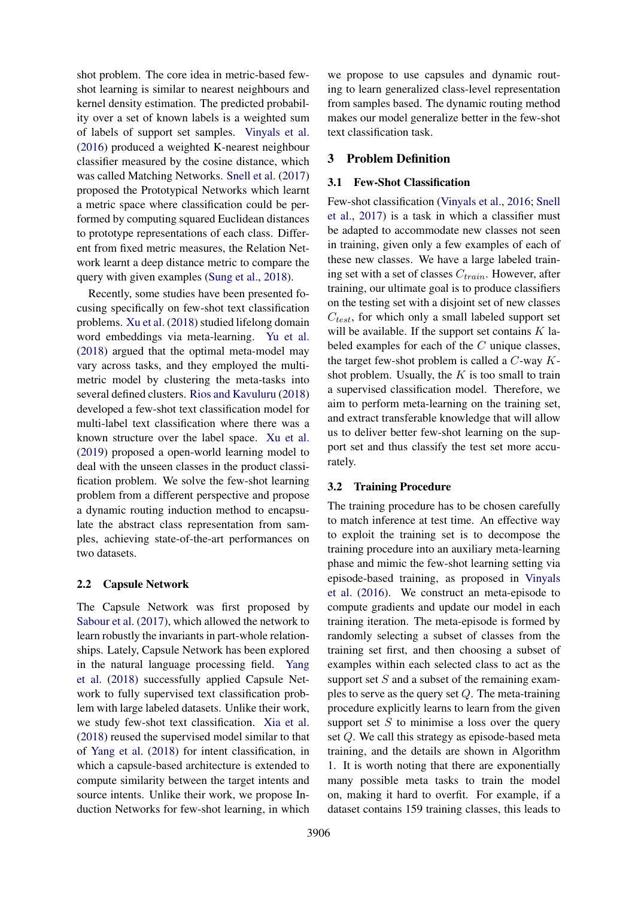shot problem. The core idea in metric-based few-shot learning is similar to nearest neighbours and kernel density estimation. The predicted probability over a set of known labels is a weighted sum of labels of support set samples. Vinyals et al. (2016) produced a weighted K-nearest neighbour classifier measured by the cosine distance, which was called Matching Networks. Snell et al. (2017) proposed the Prototypical Networks which learnt a metric space where classification could be performed by computing squared Euclidean distances to prototype representations of each class. Different from fixed metric measures, the Relation Network learnt a deep distance metric to compare the query with given examples (Sung et al., 2018).

Recently, some studies have been presented focusing specifically on few-shot text classification problems. Xu et al. (2018) studied lifelong domain word embeddings via meta-learning. Yu et al. (2018) argued that the optimal meta-model may vary across tasks, and they employed the multi-metric model by clustering the meta-tasks into several defined clusters. Rios and Kavuluru (2018) developed a few-shot text classification model for multi-label text classification where there was a known structure over the label space. Xu et al. (2019) proposed a open-world learning model to deal with the unseen classes in the product classification problem. We solve the few-shot learning problem from a different perspective and propose a dynamic routing induction method to encapsulate the abstract class representation from samples, achieving state-of-the-art performances on two datasets.

## 2.2 Capsule Network

The Capsule Network was first proposed by Sabour et al. (2017), which allowed the network to learn robustly the invariants in part-whole relationships. Lately, Capsule Network has been explored in the natural language processing field. Yang et al. (2018) successfully applied Capsule Network to fully supervised text classification problem with large labeled datasets. Unlike their work, we study few-shot text classification. Xia et al. (2018) reused the supervised model similar to that of Yang et al. (2018) for intent classification, in which a capsule-based architecture is extended to compute similarity between the target intents and source intents. Unlike their work, we propose Induction Networks for few-shot learning, in which we propose to use capsules and dynamic routing to learn generalized class-level representation from samples based. The dynamic routing method makes our model generalize better in the few-shot text classification task.

# 3 Problem Definition

## 3.1 Few-Shot Classification

Few-shot classification (Vinyals et al., 2016; Snell et al., 2017) is a task in which a classifier must be adapted to accommodate new classes not seen in training, given only a few examples of each of these new classes. We have a large labeled training set with a set of classes $C_{train}$. However, after training, our ultimate goal is to produce classifiers on the testing set with a disjoint set of new classes $C_{test}$, for which only a small labeled support set will be available. If the support set contains $K$ labeled examples for each of the $C$ unique classes, the target few-shot problem is called a $C$-way $K$-shot problem. Usually, the $K$ is too small to train a supervised classification model. Therefore, we aim to perform meta-learning on the training set, and extract transferable knowledge that will allow us to deliver better few-shot learning on the support set and thus classify the test set more accurately.

## 3.2 Training Procedure

The training procedure has to be chosen carefully to match inference at test time. An effective way to exploit the training set is to decompose the training procedure into an auxiliary meta-learning phase and mimic the few-shot learning setting via episode-based training, as proposed in Vinyals et al. (2016). We construct an meta-episode to compute gradients and update our model in each training iteration. The meta-episode is formed by randomly selecting a subset of classes from the training set first, and then choosing a subset of examples within each selected class to act as the support set $S$ and a subset of the remaining examples to serve as the query set $Q$. The meta-training procedure explicitly learns to learn from the given support set $S$ to minimise a loss over the query set $Q$. We call this strategy as episode-based meta training, and the details are shown in Algorithm 1. It is worth noting that there are exponentially many possible meta tasks to train the model on, making it hard to overfit. For example, if a dataset contains 159 training classes, this leads to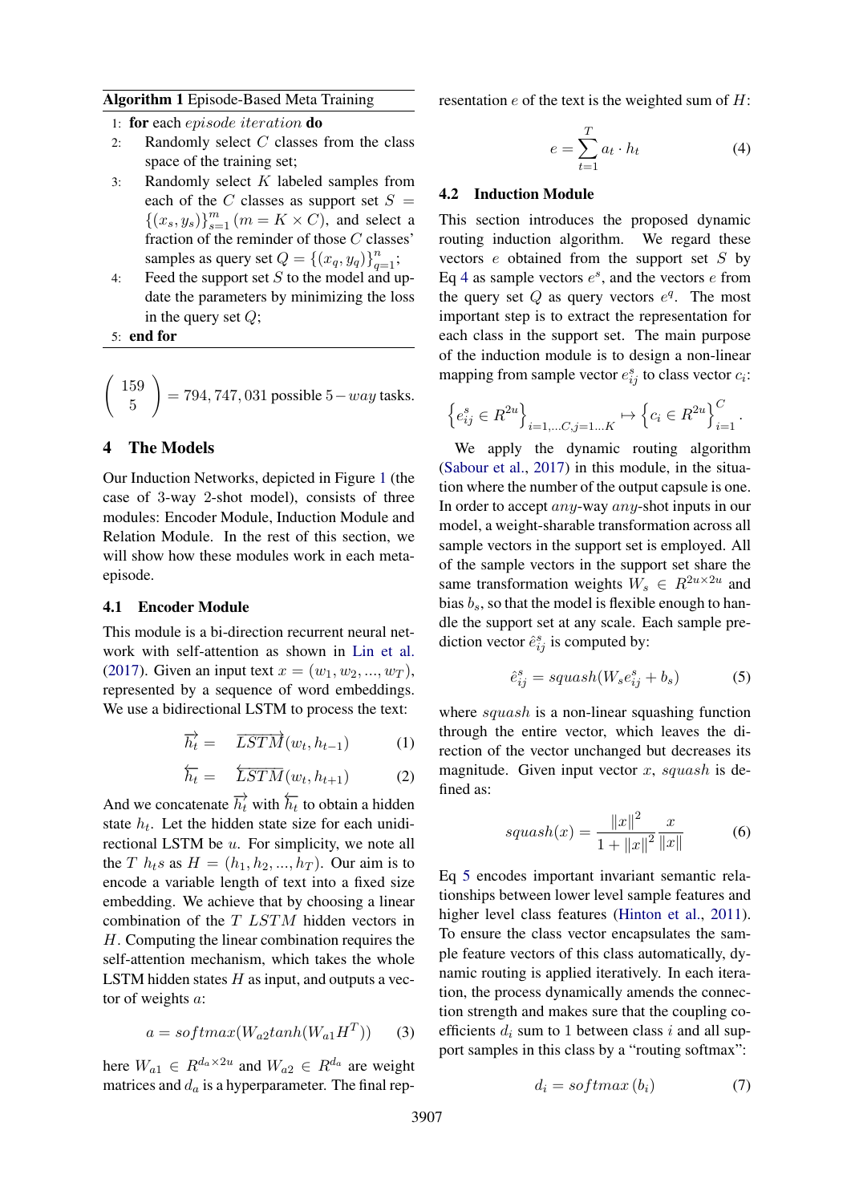**Algorithm 1** Episode-Based Meta Training

1: **for** each *episode iteration* **do**
2: Randomly select $C$ classes from the class space of the training set;
3: Randomly select $K$ labeled samples from each of the $C$ classes as support set $S = \{(x_s, y_s)\}_{s=1}^{m}$ ($m = K \times C$), and select a fraction of the reminder of those $C$ classes' samples as query set $Q = \{(x_q, y_q)\}_{q=1}^{n}$;
4: Feed the support set $S$ to the model and update the parameters by minimizing the loss in the query set $Q$;
5: **end for**

$$\binom{159}{5} = 794,747,031 \text{ possible } 5-way \text{ tasks.}$$

## 4 The Models

Our Induction Networks, depicted in Figure 1 (the case of 3-way 2-shot model), consists of three modules: Encoder Module, Induction Module and Relation Module. In the rest of this section, we will show how these modules work in each meta-episode.

### 4.1 Encoder Module

This module is a bi-direction recurrent neural network with self-attention as shown in Lin et al. (2017). Given an input text $x = (w_1, w_2, ..., w_T)$, represented by a sequence of word embeddings. We use a bidirectional LSTM to process the text:

$$\overrightarrow{h_t} = \overrightarrow{LSTM}(w_t, h_{t-1}) \tag{1}$$

$$\overleftarrow{h_t} = \overleftarrow{LSTM}(w_t, h_{t+1}) \tag{2}$$

And we concatenate $\overrightarrow{h_t}$ with $\overleftarrow{h_t}$ to obtain a hidden state $h_t$. Let the hidden state size for each unidirectional LSTM be $u$. For simplicity, we note all the $T$ $h_t$s as $H = (h_1, h_2, ..., h_T)$. Our aim is to encode a variable length of text into a fixed size embedding. We achieve that by choosing a linear combination of the $T$ $LSTM$ hidden vectors in $H$. Computing the linear combination requires the self-attention mechanism, which takes the whole LSTM hidden states $H$ as input, and outputs a vector of weights $a$:

$$a = softmax(W_{a2} tanh(W_{a1} H^T)) \tag{3}$$

here $W_{a1} \in R^{d_a \times 2u}$ and $W_{a2} \in R^{d_a}$ are weight matrices and $d_a$ is a hyperparameter. The final representation $e$ of the text is the weighted sum of $H$:

$$e = \sum_{t=1}^{T} a_t \cdot h_t \tag{4}$$

### 4.2 Induction Module

This section introduces the proposed dynamic routing induction algorithm. We regard these vectors $e$ obtained from the support set $S$ by Eq 4 as sample vectors $e^s$, and the vectors $e$ from the query set $Q$ as query vectors $e^q$. The most important step is to extract the representation for each class in the support set. The main purpose of the induction module is to design a non-linear mapping from sample vector $e^s_{ij}$ to class vector $c_i$:

$$\left\{e^s_{ij} \in R^{2u}\right\}_{i=1,...C,j=1...K} \mapsto \left\{c_i \in R^{2u}\right\}_{i=1}^{C}.$$

We apply the dynamic routing algorithm (Sabour et al., 2017) in this module, in the situation where the number of the output capsule is one. In order to accept *any*-way *any*-shot inputs in our model, a weight-sharable transformation across all sample vectors in the support set is employed. All of the sample vectors in the support set share the same transformation weights $W_s \in R^{2u \times 2u}$ and bias $b_s$, so that the model is flexible enough to handle the support set at any scale. Each sample prediction vector $\hat{e}^s_{ij}$ is computed by:

$$\hat{e}^s_{ij} = squash(W_s e^s_{ij} + b_s) \tag{5}$$

where *squash* is a non-linear squashing function through the entire vector, which leaves the direction of the vector unchanged but decreases its magnitude. Given input vector $x$, *squash* is defined as:

$$squash(x) = \frac{\|x\|^2}{1 + \|x\|^2} \frac{x}{\|x\|} \tag{6}$$

Eq 5 encodes important invariant semantic relationships between lower level sample features and higher level class features (Hinton et al., 2011). To ensure the class vector encapsulates the sample feature vectors of this class automatically, dynamic routing is applied iteratively. In each iteration, the process dynamically amends the connection strength and makes sure that the coupling coefficients $d_i$ sum to 1 between class $i$ and all support samples in this class by a "routing softmax":

$$d_i = softmax(b_i) \tag{7}$$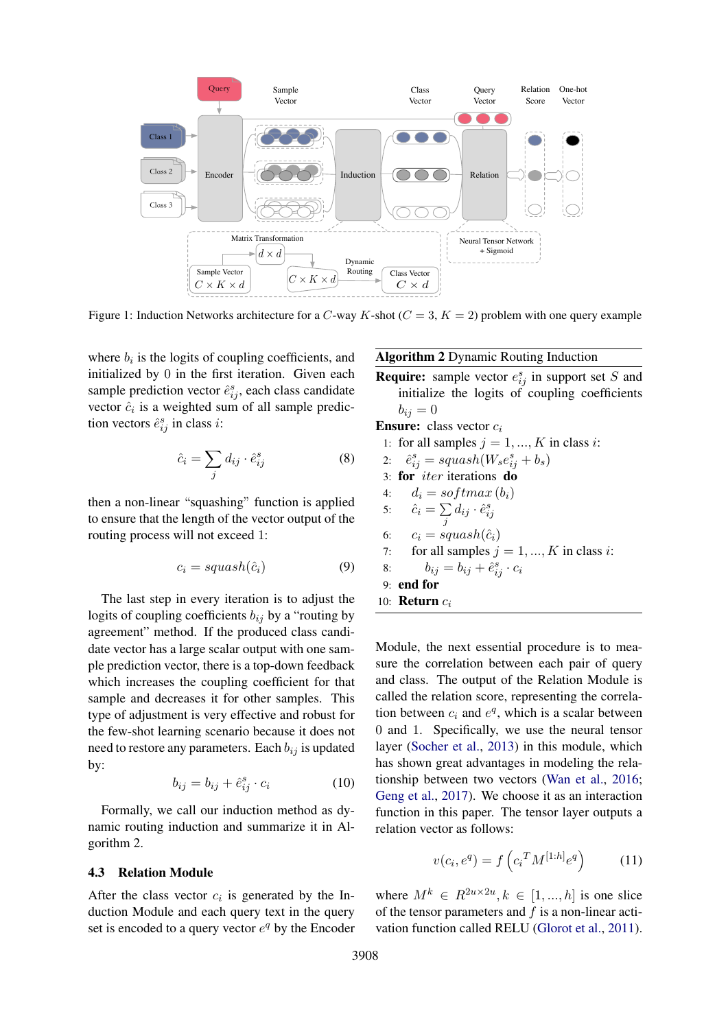Figure 1: Induction Networks architecture for a $C$-way $K$-shot ($C = 3$, $K = 2$) problem with one query example

where $b_i$ is the logits of coupling coefficients, and initialized by 0 in the first iteration. Given each sample prediction vector $\hat{e}^s_{ij}$, each class candidate vector $\hat{c}_i$ is a weighted sum of all sample prediction vectors $\hat{e}^s_{ij}$ in class $i$:

$$\hat{c}_i = \sum_j d_{ij} \cdot \hat{e}^s_{ij} \tag{8}$$

then a non-linear "squashing" function is applied to ensure that the length of the vector output of the routing process will not exceed 1:

$$c_i = squash(\hat{c}_i) \tag{9}$$

The last step in every iteration is to adjust the logits of coupling coefficients $b_{ij}$ by a "routing by agreement" method. If the produced class candidate vector has a large scalar output with one sample prediction vector, there is a top-down feedback which increases the coupling coefficient for that sample and decreases it for other samples. This type of adjustment is very effective and robust for the few-shot learning scenario because it does not need to restore any parameters. Each $b_{ij}$ is updated by:

$$b_{ij} = b_{ij} + \hat{e}^s_{ij} \cdot c_i \tag{10}$$

Formally, we call our induction method as dynamic routing induction and summarize it in Algorithm 2.

**Algorithm 2** Dynamic Routing Induction

**Require:** sample vector $e^s_{ij}$ in support set $S$ and initialize the logits of coupling coefficients $b_{ij} = 0$

**Ensure:** class vector $c_i$

1: for all samples $j = 1, ..., K$ in class $i$:
2: $\quad \hat{e}^s_{ij} = squash(W_s e^s_{ij} + b_s)$
3: **for** $iter$ iterations **do**
4: $\quad d_i = softmax\,(b_i)$
5: $\quad \hat{c}_i = \sum_j d_{ij} \cdot \hat{e}^s_{ij}$
6: $\quad c_i = squash(\hat{c}_i)$
7: $\quad$ for all samples $j = 1, ..., K$ in class $i$:
8: $\quad\quad b_{ij} = b_{ij} + \hat{e}^s_{ij} \cdot c_i$
9: **end for**
10: **Return** $c_i$

### 4.3 Relation Module

After the class vector $c_i$ is generated by the Induction Module and each query text in the query set is encoded to a query vector $e^q$ by the Encoder Module, the next essential procedure is to measure the correlation between each pair of query and class. The output of the Relation Module is called the relation score, representing the correlation between $c_i$ and $e^q$, which is a scalar between 0 and 1. Specifically, we use the neural tensor layer (Socher et al., 2013) in this module, which has shown great advantages in modeling the relationship between two vectors (Wan et al., 2016; Geng et al., 2017). We choose it as an interaction function in this paper. The tensor layer outputs a relation vector as follows:

$$v(c_i, e^q) = f\left({c_i}^T M^{[1:h]} e^q\right) \tag{11}$$

where $M^k \in R^{2u \times 2u}, k \in [1, ..., h]$ is one slice of the tensor parameters and $f$ is a non-linear activation function called RELU (Glorot et al., 2011).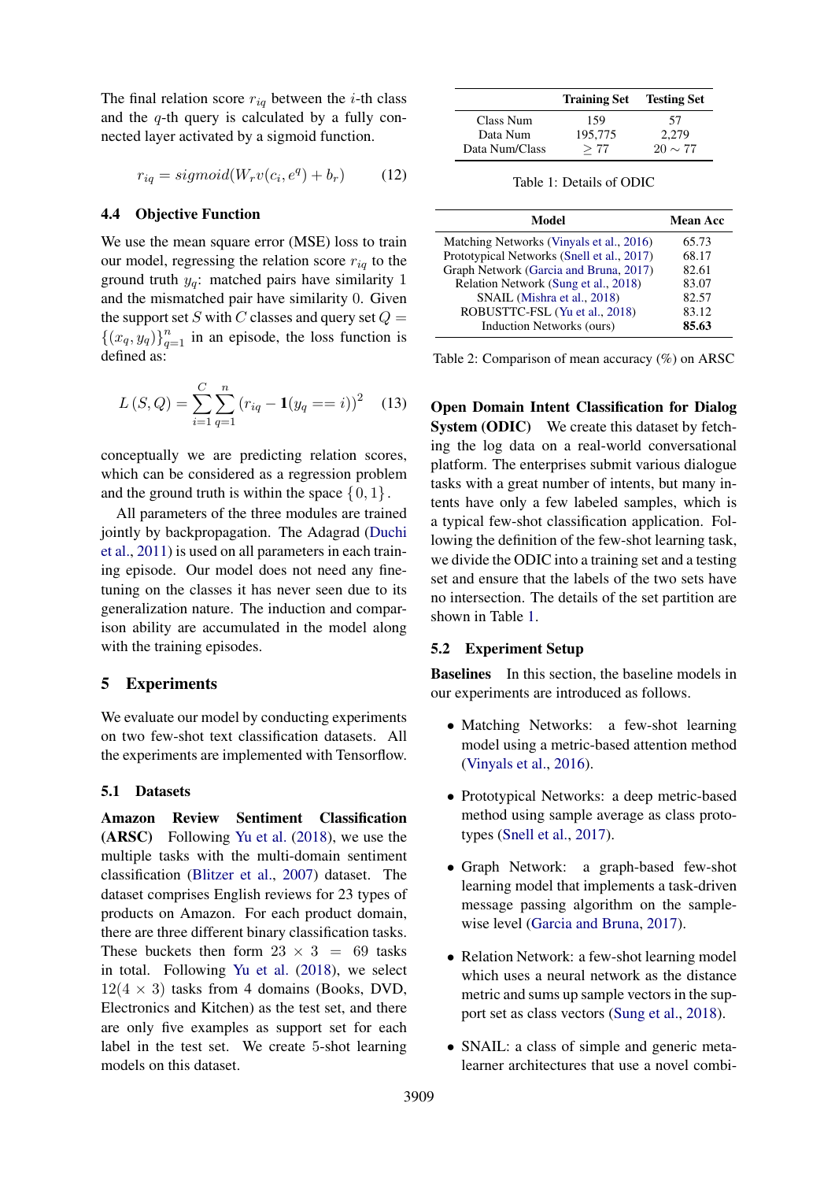The final relation score $r_{iq}$ between the $i$-th class and the $q$-th query is calculated by a fully connected layer activated by a sigmoid function.

$$r_{iq} = sigmoid(W_r v(c_i, e^q) + b_r) \tag{12}$$

### 4.4 Objective Function

We use the mean square error (MSE) loss to train our model, regressing the relation score $r_{iq}$ to the ground truth $y_q$: matched pairs have similarity 1 and the mismatched pair have similarity 0. Given the support set $S$ with $C$ classes and query set $Q = \{(x_q, y_q)\}_{q=1}^{n}$ in an episode, the loss function is defined as:

$$L(S, Q) = \sum_{i=1}^{C} \sum_{q=1}^{n} (r_{iq} - \mathbf{1}(y_q == i))^2 \tag{13}$$

conceptually we are predicting relation scores, which can be considered as a regression problem and the ground truth is within the space $\{0, 1\}$.

All parameters of the three modules are trained jointly by backpropagation. The Adagrad (Duchi et al., 2011) is used on all parameters in each training episode. Our model does not need any fine-tuning on the classes it has never seen due to its generalization nature. The induction and comparison ability are accumulated in the model along with the training episodes.

## 5 Experiments

We evaluate our model by conducting experiments on two few-shot text classification datasets. All the experiments are implemented with Tensorflow.

### 5.1 Datasets

**Amazon Review Sentiment Classification (ARSC)** Following Yu et al. (2018), we use the multiple tasks with the multi-domain sentiment classification (Blitzer et al., 2007) dataset. The dataset comprises English reviews for 23 types of products on Amazon. For each product domain, there are three different binary classification tasks. These buckets then form $23 \times 3 = 69$ tasks in total. Following Yu et al. (2018), we select $12 (4 \times 3)$ tasks from 4 domains (Books, DVD, Electronics and Kitchen) as the test set, and there are only five examples as support set for each label in the test set. We create 5-shot learning models on this dataset.

| | Training Set | Testing Set |
|---|---|---|
| Class Num | 159 | 57 |
| Data Num | 195,775 | 2,279 |
| Data Num/Class | $\geq 77$ | $20 \sim 77$ |

Table 1: Details of ODIC

| Model | Mean Acc |
|---|---|
| Matching Networks (Vinyals et al., 2016) | 65.73 |
| Prototypical Networks (Snell et al., 2017) | 68.17 |
| Graph Network (Garcia and Bruna, 2017) | 82.61 |
| Relation Network (Sung et al., 2018) | 83.07 |
| SNAIL (Mishra et al., 2018) | 82.57 |
| ROBUSTTC-FSL (Yu et al., 2018) | 83.12 |
| Induction Networks (ours) | **85.63** |

Table 2: Comparison of mean accuracy (%) on ARSC

**Open Domain Intent Classification for Dialog System (ODIC)** We create this dataset by fetching the log data on a real-world conversational platform. The enterprises submit various dialogue tasks with a great number of intents, but many intents have only a few labeled samples, which is a typical few-shot classification application. Following the definition of the few-shot learning task, we divide the ODIC into a training set and a testing set and ensure that the labels of the two sets have no intersection. The details of the set partition are shown in Table 1.

### 5.2 Experiment Setup

**Baselines** In this section, the baseline models in our experiments are introduced as follows.

- Matching Networks: a few-shot learning model using a metric-based attention method (Vinyals et al., 2016).
- Prototypical Networks: a deep metric-based method using sample average as class prototypes (Snell et al., 2017).
- Graph Network: a graph-based few-shot learning model that implements a task-driven message passing algorithm on the sample-wise level (Garcia and Bruna, 2017).
- Relation Network: a few-shot learning model which uses a neural network as the distance metric and sums up sample vectors in the support set as class vectors (Sung et al., 2018).
- SNAIL: a class of simple and generic meta-learner architectures that use a novel combi-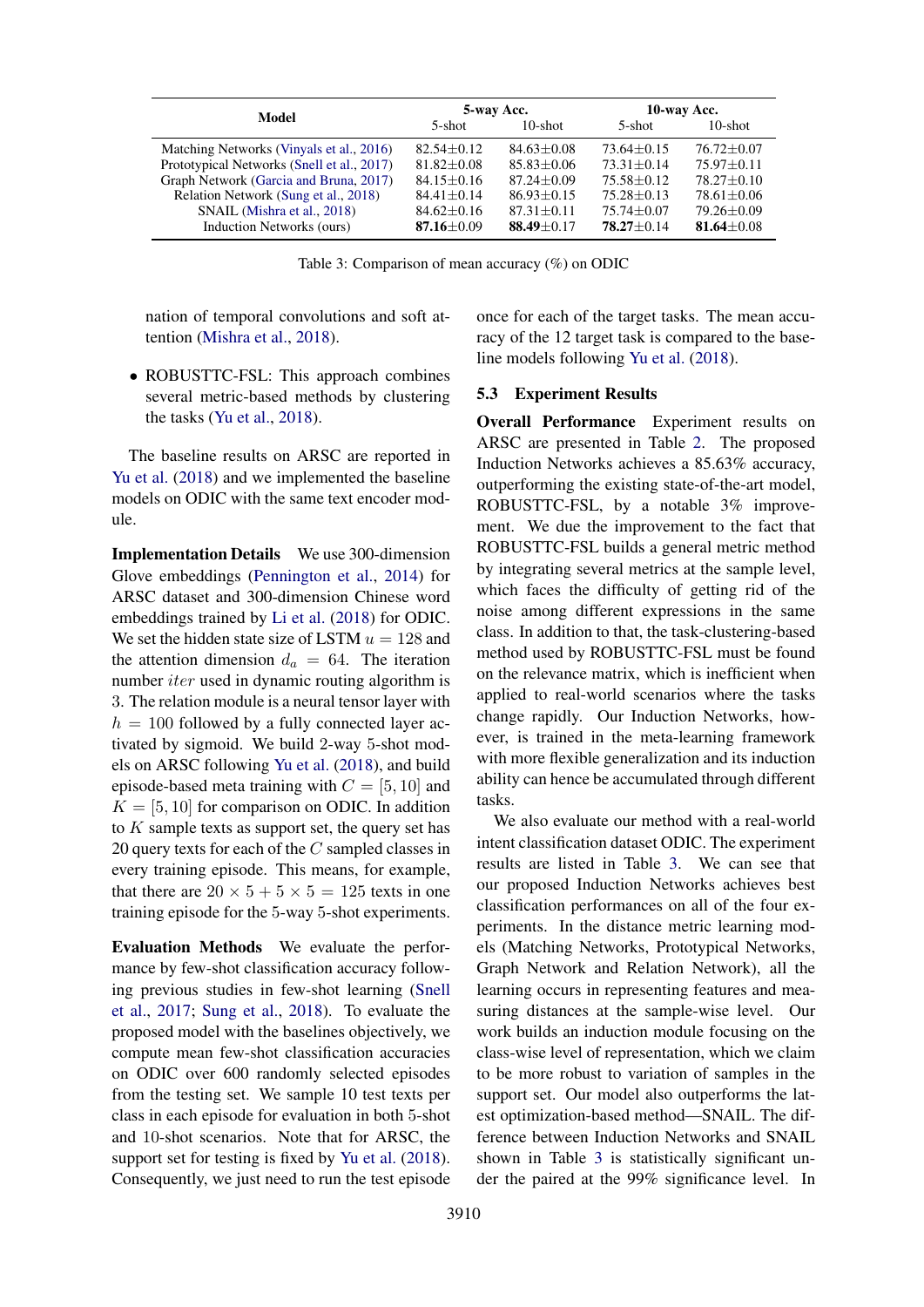| Model | 5-way Acc. | | 10-way Acc. | |
|---|---|---|---|---|
| | 5-shot | 10-shot | 5-shot | 10-shot |
| Matching Networks (Vinyals et al., 2016) | 82.54±0.12 | 84.63±0.08 | 73.64±0.15 | 76.72±0.07 |
| Prototypical Networks (Snell et al., 2017) | 81.82±0.08 | 85.83±0.06 | 73.31±0.14 | 75.97±0.11 |
| Graph Network (Garcia and Bruna, 2017) | 84.15±0.16 | 87.24±0.09 | 75.58±0.12 | 78.27±0.10 |
| Relation Network (Sung et al., 2018) | 84.41±0.14 | 86.93±0.15 | 75.28±0.13 | 78.61±0.06 |
| SNAIL (Mishra et al., 2018) | 84.62±0.16 | 87.31±0.11 | 75.74±0.07 | 79.26±0.09 |
| Induction Networks (ours) | **87.16**±0.09 | **88.49**±0.17 | **78.27**±0.14 | **81.64**±0.08 |

Table 3: Comparison of mean accuracy (%) on ODIC

nation of temporal convolutions and soft attention (Mishra et al., 2018).

- ROBUSTTC-FSL: This approach combines several metric-based methods by clustering the tasks (Yu et al., 2018).

The baseline results on ARSC are reported in Yu et al. (2018) and we implemented the baseline models on ODIC with the same text encoder module.

**Implementation Details** We use 300-dimension Glove embeddings (Pennington et al., 2014) for ARSC dataset and 300-dimension Chinese word embeddings trained by Li et al. (2018) for ODIC. We set the hidden state size of LSTM $u = 128$ and the attention dimension $d_a = 64$. The iteration number $iter$ used in dynamic routing algorithm is 3. The relation module is a neural tensor layer with $h = 100$ followed by a fully connected layer activated by sigmoid. We build 2-way 5-shot models on ARSC following Yu et al. (2018), and build episode-based meta training with $C = [5, 10]$ and $K = [5, 10]$ for comparison on ODIC. In addition to $K$ sample texts as support set, the query set has 20 query texts for each of the $C$ sampled classes in every training episode. This means, for example, that there are $20 \times 5 + 5 \times 5 = 125$ texts in one training episode for the 5-way 5-shot experiments.

**Evaluation Methods** We evaluate the performance by few-shot classification accuracy following previous studies in few-shot learning (Snell et al., 2017; Sung et al., 2018). To evaluate the proposed model with the baselines objectively, we compute mean few-shot classification accuracies on ODIC over 600 randomly selected episodes from the testing set. We sample 10 test texts per class in each episode for evaluation in both 5-shot and 10-shot scenarios. Note that for ARSC, the support set for testing is fixed by Yu et al. (2018). Consequently, we just need to run the test episode once for each of the target tasks. The mean accuracy of the 12 target task is compared to the baseline models following Yu et al. (2018).

### 5.3 Experiment Results

**Overall Performance** Experiment results on ARSC are presented in Table 2. The proposed Induction Networks achieves a 85.63% accuracy, outperforming the existing state-of-the-art model, ROBUSTTC-FSL, by a notable 3% improvement. We due the improvement to the fact that ROBUSTTC-FSL builds a general metric method by integrating several metrics at the sample level, which faces the difficulty of getting rid of the noise among different expressions in the same class. In addition to that, the task-clustering-based method used by ROBUSTTC-FSL must be found on the relevance matrix, which is inefficient when applied to real-world scenarios where the tasks change rapidly. Our Induction Networks, however, is trained in the meta-learning framework with more flexible generalization and its induction ability can hence be accumulated through different tasks.

We also evaluate our method with a real-world intent classification dataset ODIC. The experiment results are listed in Table 3. We can see that our proposed Induction Networks achieves best classification performances on all of the four experiments. In the distance metric learning models (Matching Networks, Prototypical Networks, Graph Network and Relation Network), all the learning occurs in representing features and measuring distances at the sample-wise level. Our work builds an induction module focusing on the class-wise level of representation, which we claim to be more robust to variation of samples in the support set. Our model also outperforms the latest optimization-based method—SNAIL. The difference between Induction Networks and SNAIL shown in Table 3 is statistically significant under the paired at the 99% significance level. In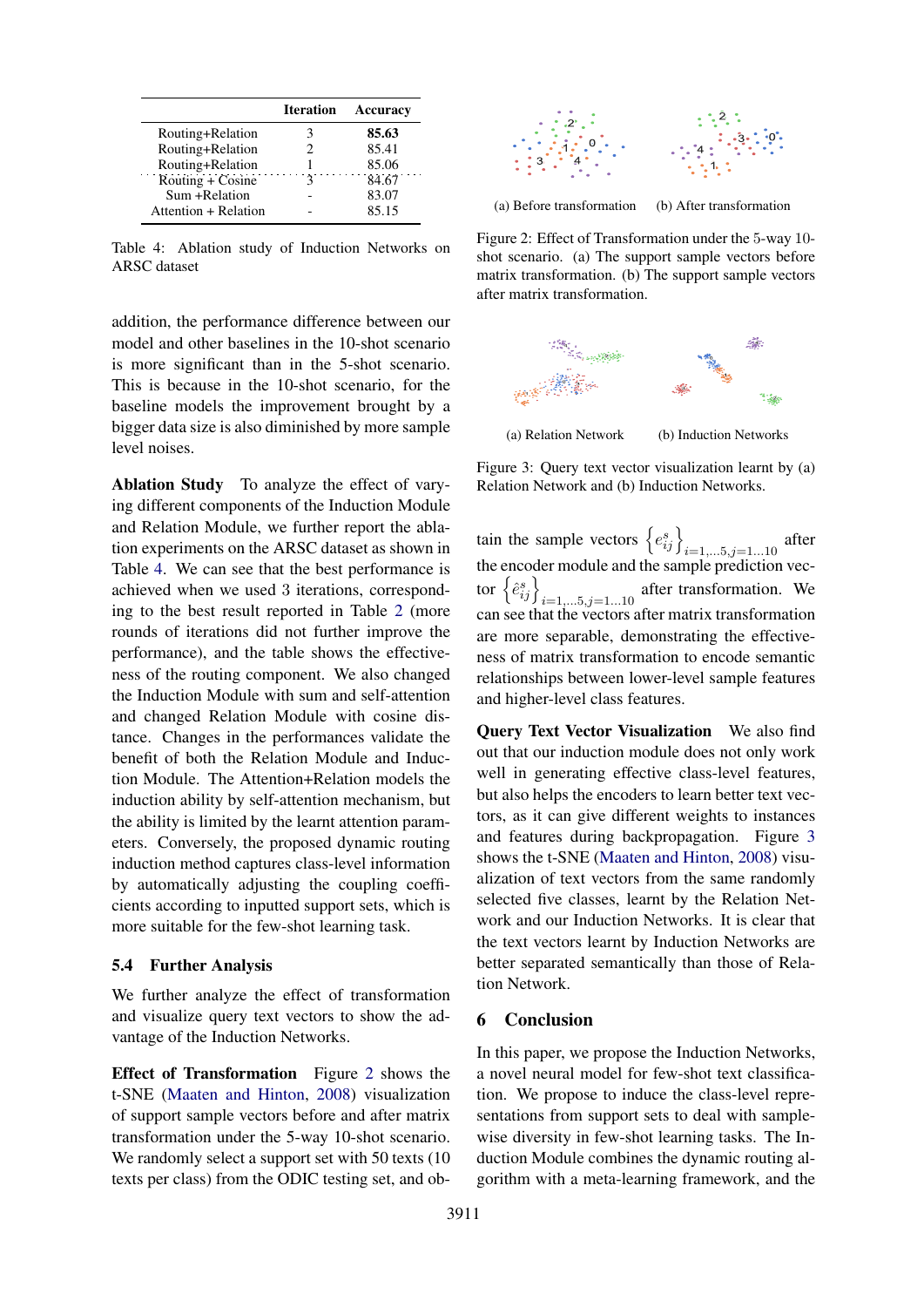| | Iteration | Accuracy |
|---|---|---|
| Routing+Relation | 3 | **85.63** |
| Routing+Relation | 2 | 85.41 |
| Routing+Relation | 1 | 85.06 |
| Routing + Cosine | 3 | 84.67 |
| Sum +Relation | - | 83.07 |
| Attention + Relation | - | 85.15 |

Table 4: Ablation study of Induction Networks on ARSC dataset

addition, the performance difference between our model and other baselines in the 10-shot scenario is more significant than in the 5-shot scenario. This is because in the 10-shot scenario, for the baseline models the improvement brought by a bigger data size is also diminished by more sample level noises.

**Ablation Study** To analyze the effect of varying different components of the Induction Module and Relation Module, we further report the ablation experiments on the ARSC dataset as shown in Table 4. We can see that the best performance is achieved when we used 3 iterations, corresponding to the best result reported in Table 2 (more rounds of iterations did not further improve the performance), and the table shows the effectiveness of the routing component. We also changed the Induction Module with sum and self-attention and changed Relation Module with cosine distance. Changes in the performances validate the benefit of both the Relation Module and Induction Module. The Attention+Relation models the induction ability by self-attention mechanism, but the ability is limited by the learnt attention parameters. Conversely, the proposed dynamic routing induction method captures class-level information by automatically adjusting the coupling coefficients according to inputted support sets, which is more suitable for the few-shot learning task.

## 5.4 Further Analysis

We further analyze the effect of transformation and visualize query text vectors to show the advantage of the Induction Networks.

**Effect of Transformation** Figure 2 shows the t-SNE (Maaten and Hinton, 2008) visualization of support sample vectors before and after matrix transformation under the 5-way 10-shot scenario. We randomly select a support set with 50 texts (10 texts per class) from the ODIC testing set, and obtain the sample vectors $\left\{e_{ij}^{s}\right\}_{i=1,...5,j=1...10}$ after the encoder module and the sample prediction vector $\left\{\hat{e}_{ij}^{s}\right\}_{i=1,...5,j=1...10}$ after transformation. We can see that the vectors after matrix transformation are more separable, demonstrating the effectiveness of matrix transformation to encode semantic relationships between lower-level sample features and higher-level class features.

(a) Before transformation (b) After transformation

Figure 2: Effect of Transformation under the 5-way 10-shot scenario. (a) The support sample vectors before matrix transformation. (b) The support sample vectors after matrix transformation.

(a) Relation Network (b) Induction Networks

Figure 3: Query text vector visualization learnt by (a) Relation Network and (b) Induction Networks.

**Query Text Vector Visualization** We also find out that our induction module does not only work well in generating effective class-level features, but also helps the encoders to learn better text vectors, as it can give different weights to instances and features during backpropagation. Figure 3 shows the t-SNE (Maaten and Hinton, 2008) visualization of text vectors from the same randomly selected five classes, learnt by the Relation Network and our Induction Networks. It is clear that the text vectors learnt by Induction Networks are better separated semantically than those of Relation Network.

## 6 Conclusion

In this paper, we propose the Induction Networks, a novel neural model for few-shot text classification. We propose to induce the class-level representations from support sets to deal with sample-wise diversity in few-shot learning tasks. The Induction Module combines the dynamic routing algorithm with a meta-learning framework, and the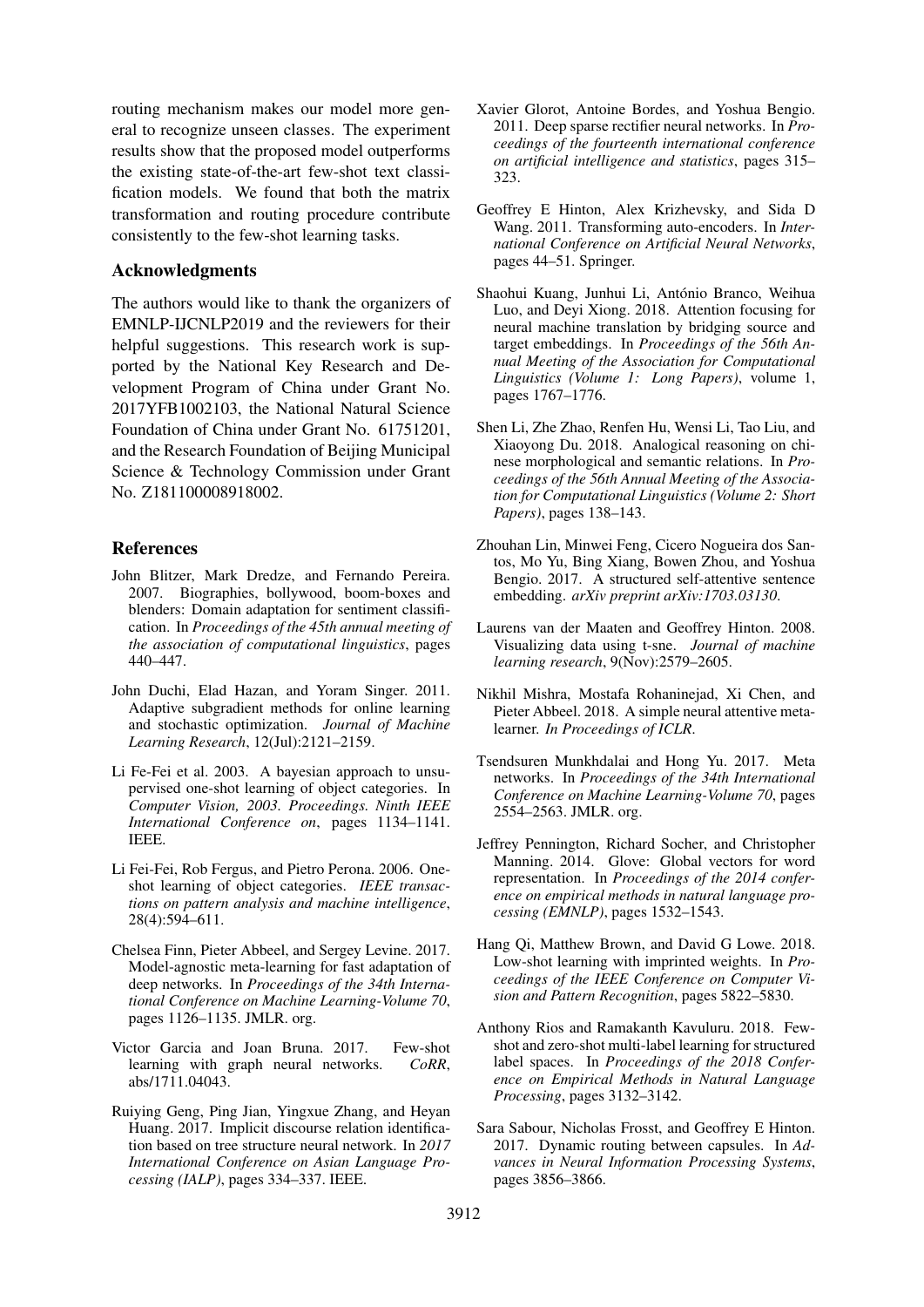routing mechanism makes our model more general to recognize unseen classes. The experiment results show that the proposed model outperforms the existing state-of-the-art few-shot text classification models. We found that both the matrix transformation and routing procedure contribute consistently to the few-shot learning tasks.

## Acknowledgments

The authors would like to thank the organizers of EMNLP-IJCNLP2019 and the reviewers for their helpful suggestions. This research work is supported by the National Key Research and Development Program of China under Grant No. 2017YFB1002103, the National Natural Science Foundation of China under Grant No. 61751201, and the Research Foundation of Beijing Municipal Science & Technology Commission under Grant No. Z181100008918002.

## References

John Blitzer, Mark Dredze, and Fernando Pereira. 2007. Biographies, bollywood, boom-boxes and blenders: Domain adaptation for sentiment classification. In *Proceedings of the 45th annual meeting of the association of computational linguistics*, pages 440–447.

John Duchi, Elad Hazan, and Yoram Singer. 2011. Adaptive subgradient methods for online learning and stochastic optimization. *Journal of Machine Learning Research*, 12(Jul):2121–2159.

Li Fe-Fei et al. 2003. A bayesian approach to unsupervised one-shot learning of object categories. In *Computer Vision, 2003. Proceedings. Ninth IEEE International Conference on*, pages 1134–1141. IEEE.

Li Fei-Fei, Rob Fergus, and Pietro Perona. 2006. One-shot learning of object categories. *IEEE transactions on pattern analysis and machine intelligence*, 28(4):594–611.

Chelsea Finn, Pieter Abbeel, and Sergey Levine. 2017. Model-agnostic meta-learning for fast adaptation of deep networks. In *Proceedings of the 34th International Conference on Machine Learning-Volume 70*, pages 1126–1135. JMLR. org.

Victor Garcia and Joan Bruna. 2017. Few-shot learning with graph neural networks. *CoRR*, abs/1711.04043.

Ruiying Geng, Ping Jian, Yingxue Zhang, and Heyan Huang. 2017. Implicit discourse relation identification based on tree structure neural network. In *2017 International Conference on Asian Language Processing (IALP)*, pages 334–337. IEEE.

Xavier Glorot, Antoine Bordes, and Yoshua Bengio. 2011. Deep sparse rectifier neural networks. In *Proceedings of the fourteenth international conference on artificial intelligence and statistics*, pages 315–323.

Geoffrey E Hinton, Alex Krizhevsky, and Sida D Wang. 2011. Transforming auto-encoders. In *International Conference on Artificial Neural Networks*, pages 44–51. Springer.

Shaohui Kuang, Junhui Li, António Branco, Weihua Luo, and Deyi Xiong. 2018. Attention focusing for neural machine translation by bridging source and target embeddings. In *Proceedings of the 56th Annual Meeting of the Association for Computational Linguistics (Volume 1: Long Papers)*, volume 1, pages 1767–1776.

Shen Li, Zhe Zhao, Renfen Hu, Wensi Li, Tao Liu, and Xiaoyong Du. 2018. Analogical reasoning on chinese morphological and semantic relations. In *Proceedings of the 56th Annual Meeting of the Association for Computational Linguistics (Volume 2: Short Papers)*, pages 138–143.

Zhouhan Lin, Minwei Feng, Cicero Nogueira dos Santos, Mo Yu, Bing Xiang, Bowen Zhou, and Yoshua Bengio. 2017. A structured self-attentive sentence embedding. *arXiv preprint arXiv:1703.03130*.

Laurens van der Maaten and Geoffrey Hinton. 2008. Visualizing data using t-sne. *Journal of machine learning research*, 9(Nov):2579–2605.

Nikhil Mishra, Mostafa Rohaninejad, Xi Chen, and Pieter Abbeel. 2018. A simple neural attentive meta-learner. *In Proceedings of ICLR*.

Tsendsuren Munkhdalai and Hong Yu. 2017. Meta networks. In *Proceedings of the 34th International Conference on Machine Learning-Volume 70*, pages 2554–2563. JMLR. org.

Jeffrey Pennington, Richard Socher, and Christopher Manning. 2014. Glove: Global vectors for word representation. In *Proceedings of the 2014 conference on empirical methods in natural language processing (EMNLP)*, pages 1532–1543.

Hang Qi, Matthew Brown, and David G Lowe. 2018. Low-shot learning with imprinted weights. In *Proceedings of the IEEE Conference on Computer Vision and Pattern Recognition*, pages 5822–5830.

Anthony Rios and Ramakanth Kavuluru. 2018. Few-shot and zero-shot multi-label learning for structured label spaces. In *Proceedings of the 2018 Conference on Empirical Methods in Natural Language Processing*, pages 3132–3142.

Sara Sabour, Nicholas Frosst, and Geoffrey E Hinton. 2017. Dynamic routing between capsules. In *Advances in Neural Information Processing Systems*, pages 3856–3866.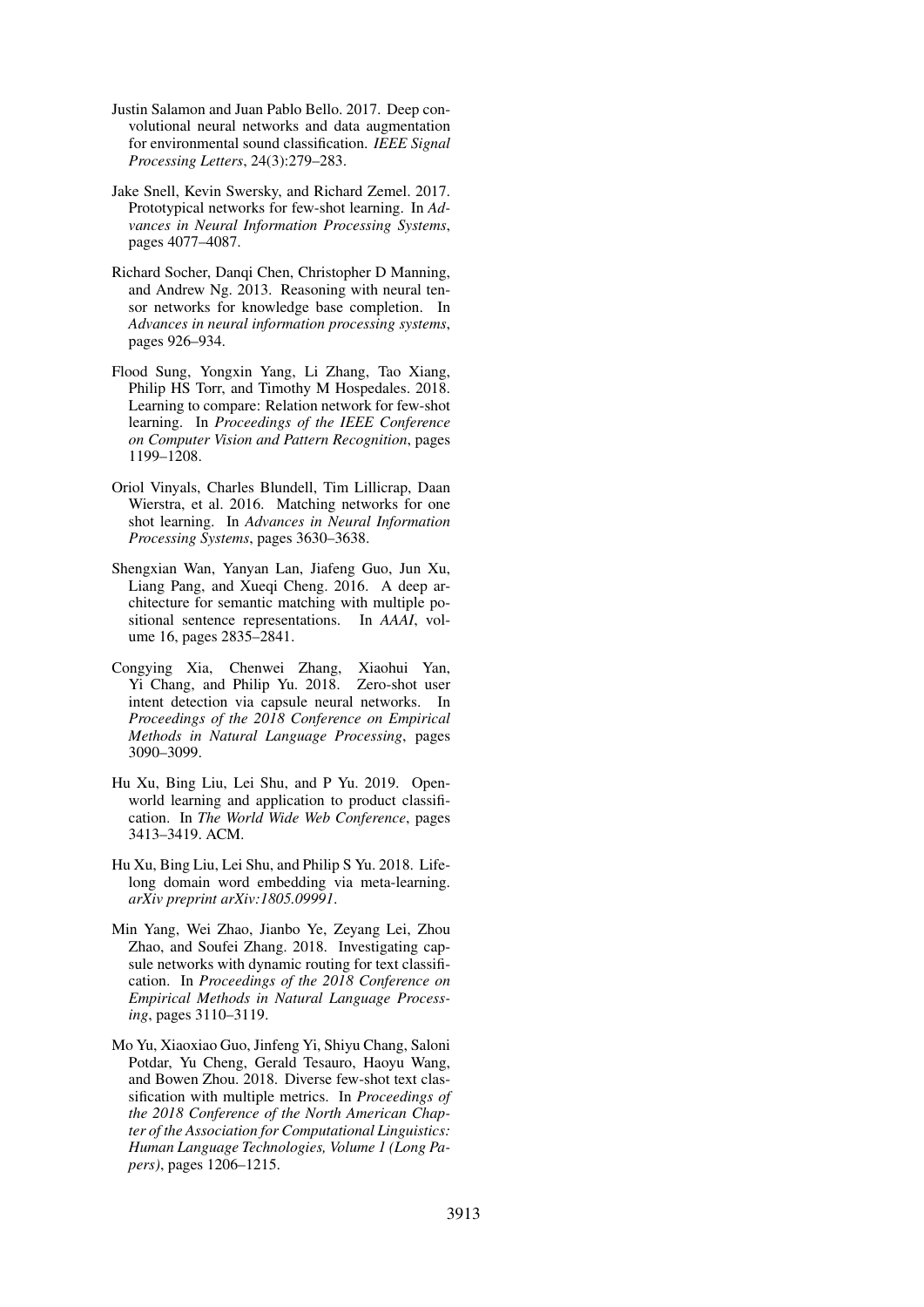Justin Salamon and Juan Pablo Bello. 2017. Deep convolutional neural networks and data augmentation for environmental sound classification. *IEEE Signal Processing Letters*, 24(3):279–283.

Jake Snell, Kevin Swersky, and Richard Zemel. 2017. Prototypical networks for few-shot learning. In *Advances in Neural Information Processing Systems*, pages 4077–4087.

Richard Socher, Danqi Chen, Christopher D Manning, and Andrew Ng. 2013. Reasoning with neural tensor networks for knowledge base completion. In *Advances in neural information processing systems*, pages 926–934.

Flood Sung, Yongxin Yang, Li Zhang, Tao Xiang, Philip HS Torr, and Timothy M Hospedales. 2018. Learning to compare: Relation network for few-shot learning. In *Proceedings of the IEEE Conference on Computer Vision and Pattern Recognition*, pages 1199–1208.

Oriol Vinyals, Charles Blundell, Tim Lillicrap, Daan Wierstra, et al. 2016. Matching networks for one shot learning. In *Advances in Neural Information Processing Systems*, pages 3630–3638.

Shengxian Wan, Yanyan Lan, Jiafeng Guo, Jun Xu, Liang Pang, and Xueqi Cheng. 2016. A deep architecture for semantic matching with multiple positional sentence representations. In *AAAI*, volume 16, pages 2835–2841.

Congying Xia, Chenwei Zhang, Xiaohui Yan, Yi Chang, and Philip Yu. 2018. Zero-shot user intent detection via capsule neural networks. In *Proceedings of the 2018 Conference on Empirical Methods in Natural Language Processing*, pages 3090–3099.

Hu Xu, Bing Liu, Lei Shu, and P Yu. 2019. Open-world learning and application to product classification. In *The World Wide Web Conference*, pages 3413–3419. ACM.

Hu Xu, Bing Liu, Lei Shu, and Philip S Yu. 2018. Lifelong domain word embedding via meta-learning. *arXiv preprint arXiv:1805.09991*.

Min Yang, Wei Zhao, Jianbo Ye, Zeyang Lei, Zhou Zhao, and Soufei Zhang. 2018. Investigating capsule networks with dynamic routing for text classification. In *Proceedings of the 2018 Conference on Empirical Methods in Natural Language Processing*, pages 3110–3119.

Mo Yu, Xiaoxiao Guo, Jinfeng Yi, Shiyu Chang, Saloni Potdar, Yu Cheng, Gerald Tesauro, Haoyu Wang, and Bowen Zhou. 2018. Diverse few-shot text classification with multiple metrics. In *Proceedings of the 2018 Conference of the North American Chapter of the Association for Computational Linguistics: Human Language Technologies, Volume 1 (Long Papers)*, pages 1206–1215.